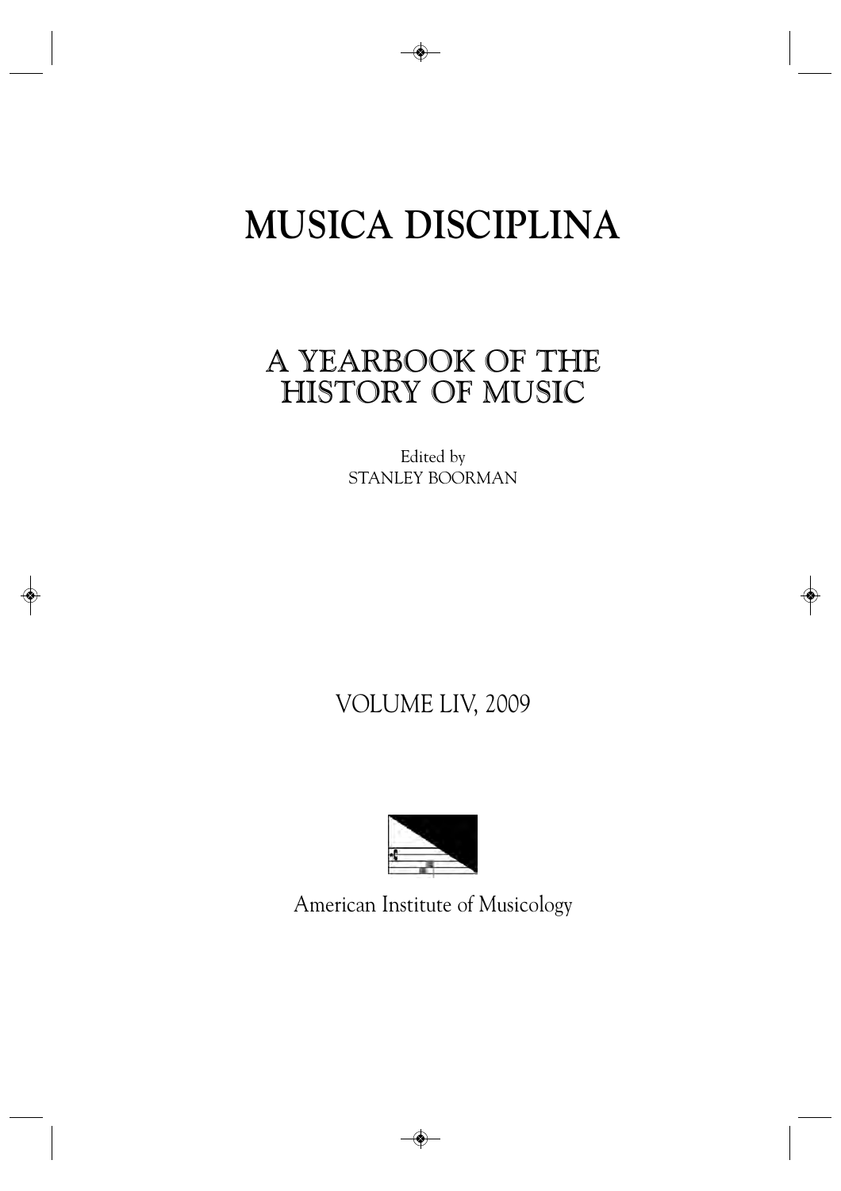# MUSICA DISCIPLINA

## A YEARBOOK OF THE HISTORY OF MUSIC

Edited by
STANLEY BOORMAN

VOLUME LIV, 2009

American Institute of Musicology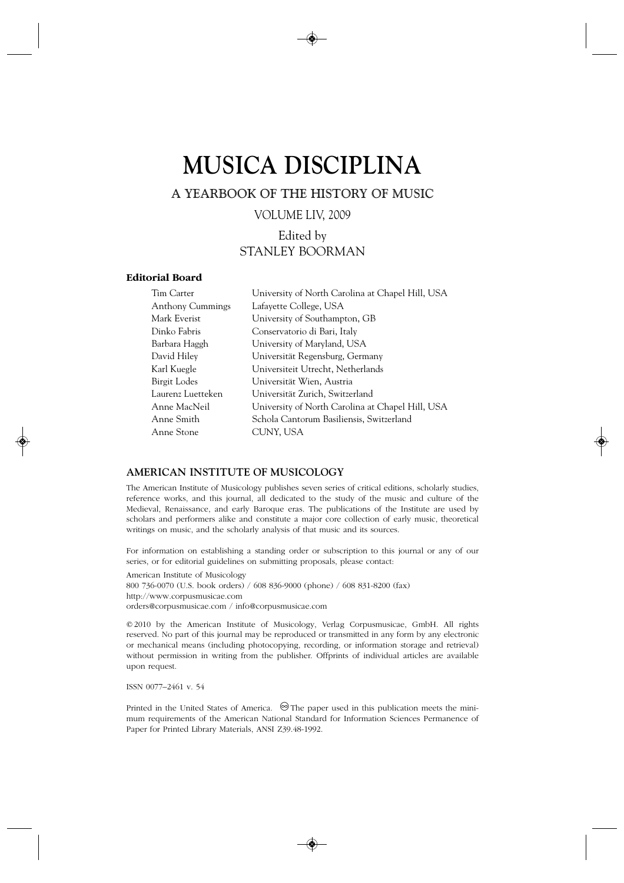# MUSICA DISCIPLINA

## A YEARBOOK OF THE HISTORY OF MUSIC

VOLUME LIV, 2009

Edited by
STANLEY BOORMAN

### Editorial Board

| | |
|---|---|
| Tim Carter | University of North Carolina at Chapel Hill, USA |
| Anthony Cummings | Lafayette College, USA |
| Mark Everist | University of Southampton, GB |
| Dinko Fabris | Conservatorio di Bari, Italy |
| Barbara Haggh | University of Maryland, USA |
| David Hiley | Universität Regensburg, Germany |
| Karl Kuegle | Universiteit Utrecht, Netherlands |
| Birgit Lodes | Universität Wien, Austria |
| Laurenz Luetteken | Universität Zurich, Switzerland |
| Anne MacNeil | University of North Carolina at Chapel Hill, USA |
| Anne Smith | Schola Cantorum Basiliensis, Switzerland |
| Anne Stone | CUNY, USA |

### AMERICAN INSTITUTE OF MUSICOLOGY

The American Institute of Musicology publishes seven series of critical editions, scholarly studies, reference works, and this journal, all dedicated to the study of the music and culture of the Medieval, Renaissance, and early Baroque eras. The publications of the Institute are used by scholars and performers alike and constitute a major core collection of early music, theoretical writings on music, and the scholarly analysis of that music and its sources.

For information on establishing a standing order or subscription to this journal or any of our series, or for editorial guidelines on submitting proposals, please contact:

American Institute of Musicology
800 736-0070 (U.S. book orders) / 608 836-9000 (phone) / 608 831-8200 (fax)
http://www.corpusmusicae.com
orders@corpusmusicae.com / info@corpusmusicae.com

© 2010 by the American Institute of Musicology, Verlag Corpusmusicae, GmbH. All rights reserved. No part of this journal may be reproduced or transmitted in any form by any electronic or mechanical means (including photocopying, recording, or information storage and retrieval) without permission in writing from the publisher. Offprints of individual articles are available upon request.

ISSN 0077–2461 v. 54

Printed in the United States of America. ♾ The paper used in this publication meets the minimum requirements of the American National Standard for Information Sciences Permanence of Paper for Printed Library Materials, ANSI Z39.48-1992.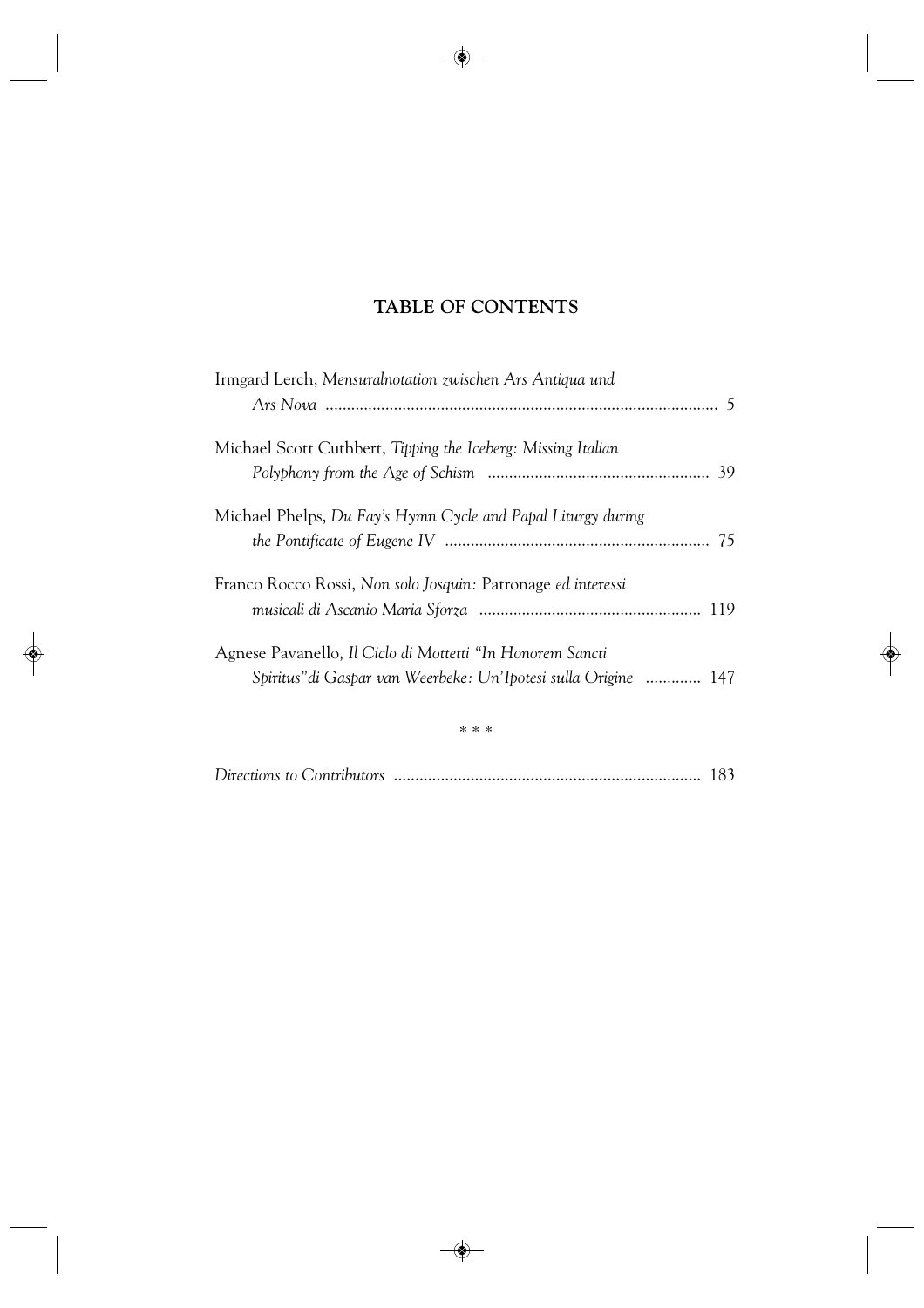# TABLE OF CONTENTS

Irmgard Lerch, *Mensuralnotation zwischen Ars Antiqua und Ars Nova* ........................................................................................... 5

Michael Scott Cuthbert, *Tipping the Iceberg: Missing Italian Polyphony from the Age of Schism* .................................................... 39

Michael Phelps, *Du Fay's Hymn Cycle and Papal Liturgy during the Pontificate of Eugene IV* ............................................................. 75

Franco Rocco Rossi, *Non solo Josquin:* Patronage *ed interessi musicali di Ascanio Maria Sforza* .................................................... 119

Agnese Pavanello, *Il Ciclo di Mottetti "In Honorem Sancti Spiritus" di Gaspar van Weerbeke: Un'Ipotesi sulla Origine* ............. 147

\* \* \*

*Directions to Contributors* ....................................................................... 183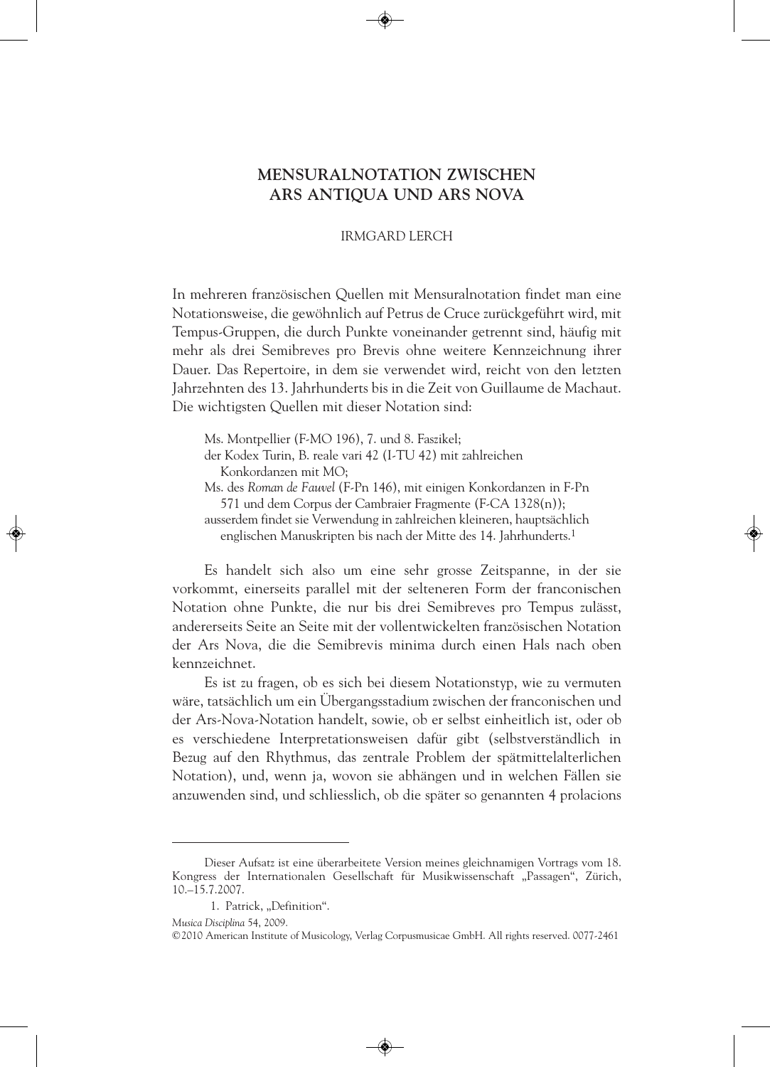# MENSURALNOTATION ZWISCHEN ARS ANTIQUA UND ARS NOVA

IRMGARD LERCH

In mehreren französischen Quellen mit Mensuralnotation findet man eine Notationsweise, die gewöhnlich auf Petrus de Cruce zurückgeführt wird, mit Tempus-Gruppen, die durch Punkte voneinander getrennt sind, häufig mit mehr als drei Semibreves pro Brevis ohne weitere Kennzeichnung ihrer Dauer. Das Repertoire, in dem sie verwendet wird, reicht von den letzten Jahrzehnten des 13. Jahrhunderts bis in die Zeit von Guillaume de Machaut. Die wichtigsten Quellen mit dieser Notation sind:

> Ms. Montpellier (F-MO 196), 7. und 8. Faszikel;
> der Kodex Turin, B. reale vari 42 (I-TU 42) mit zahlreichen Konkordanzen mit MO;
> Ms. des *Roman de Fauvel* (F-Pn 146), mit einigen Konkordanzen in F-Pn 571 und dem Corpus der Cambraier Fragmente (F-CA 1328(n));
> ausserdem findet sie Verwendung in zahlreichen kleineren, hauptsächlich englischen Manuskripten bis nach der Mitte des 14. Jahrhunderts.[1]

Es handelt sich also um eine sehr grosse Zeitspanne, in der sie vorkommt, einerseits parallel mit der selteneren Form der franconischen Notation ohne Punkte, die nur bis drei Semibreves pro Tempus zulässt, andererseits Seite an Seite mit der vollentwickelten französischen Notation der Ars Nova, die die Semibrevis minima durch einen Hals nach oben kennzeichnet.

Es ist zu fragen, ob es sich bei diesem Notationstyp, wie zu vermuten wäre, tatsächlich um ein Übergangsstadium zwischen der franconischen und der Ars-Nova-Notation handelt, sowie, ob er selbst einheitlich ist, oder ob es verschiedene Interpretationsweisen dafür gibt (selbstverständlich in Bezug auf den Rhythmus, das zentrale Problem der spätmittelalterlichen Notation), und, wenn ja, wovon sie abhängen und in welchen Fällen sie anzuwenden sind, und schliesslich, ob die später so genannten 4 prolacions

---

Dieser Aufsatz ist eine überarbeitete Version meines gleichnamigen Vortrags vom 18. Kongress der Internationalen Gesellschaft für Musikwissenschaft „Passagen", Zürich, 10.–15.7.2007.

1. Patrick, „Definition".

*Musica Disciplina* 54, 2009.
©2010 American Institute of Musicology, Verlag Corpusmusicae GmbH. All rights reserved. 0077-2461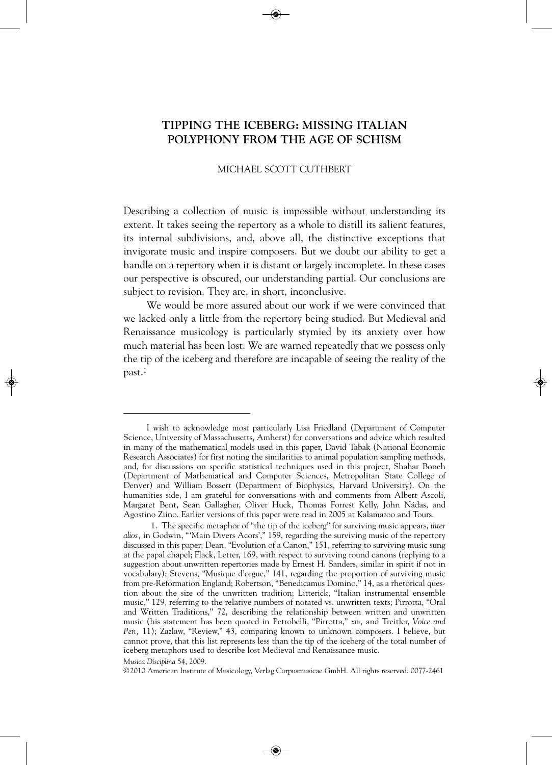# TIPPING THE ICEBERG: MISSING ITALIAN POLYPHONY FROM THE AGE OF SCHISM

MICHAEL SCOTT CUTHBERT

Describing a collection of music is impossible without understanding its extent. It takes seeing the repertory as a whole to distill its salient features, its internal subdivisions, and, above all, the distinctive exceptions that invigorate music and inspire composers. But we doubt our ability to get a handle on a repertory when it is distant or largely incomplete. In these cases our perspective is obscured, our understanding partial. Our conclusions are subject to revision. They are, in short, inconclusive.

We would be more assured about our work if we were convinced that we lacked only a little from the repertory being studied. But Medieval and Renaissance musicology is particularly stymied by its anxiety over how much material has been lost. We are warned repeatedly that we possess only the tip of the iceberg and therefore are incapable of seeing the reality of the past.[1]

---

I wish to acknowledge most particularly Lisa Friedland (Department of Computer Science, University of Massachusetts, Amherst) for conversations and advice which resulted in many of the mathematical models used in this paper, David Tabak (National Economic Research Associates) for first noting the similarities to animal population sampling methods, and, for discussions on specific statistical techniques used in this project, Shahar Boneh (Department of Mathematical and Computer Sciences, Metropolitan State College of Denver) and William Bossert (Department of Biophysics, Harvard University). On the humanities side, I am grateful for conversations with and comments from Albert Ascoli, Margaret Bent, Sean Gallagher, Oliver Huck, Thomas Forrest Kelly, John Nádas, and Agostino Ziino. Earlier versions of this paper were read in 2005 at Kalamazoo and Tours.

1. The specific metaphor of "the tip of the iceberg" for surviving music appears, *inter alios,* in Godwin, "'Main Divers Acors'," 159, regarding the surviving music of the repertory discussed in this paper; Dean, "Evolution of a Canon," 151, referring to surviving music sung at the papal chapel; Flack, Letter, 169, with respect to surviving round canons (replying to a suggestion about unwritten repertories made by Ernest H. Sanders, similar in spirit if not in vocabulary); Stevens, "Musique d'orgue," 141, regarding the proportion of surviving music from pre-Reformation England; Robertson, "Benedicamus Domino," 14, as a rhetorical question about the size of the unwritten tradition; Litterick, "Italian instrumental ensemble music," 129, referring to the relative numbers of notated vs. unwritten texts; Pirrotta, "Oral and Written Traditions," 72, describing the relationship between written and unwritten music (his statement has been quoted in Petrobelli, "Pirrotta," *xiv,* and Treitler, *Voice and Pen,* 11); Zazlaw, "Review," 43, comparing known to unknown composers. I believe, but cannot prove, that this list represents less than the tip of the iceberg of the total number of iceberg metaphors used to describe lost Medieval and Renaissance music.

*Musica Disciplina* 54, 2009.

©2010 American Institute of Musicology, Verlag Corpusmusicae GmbH. All rights reserved. 0077-2461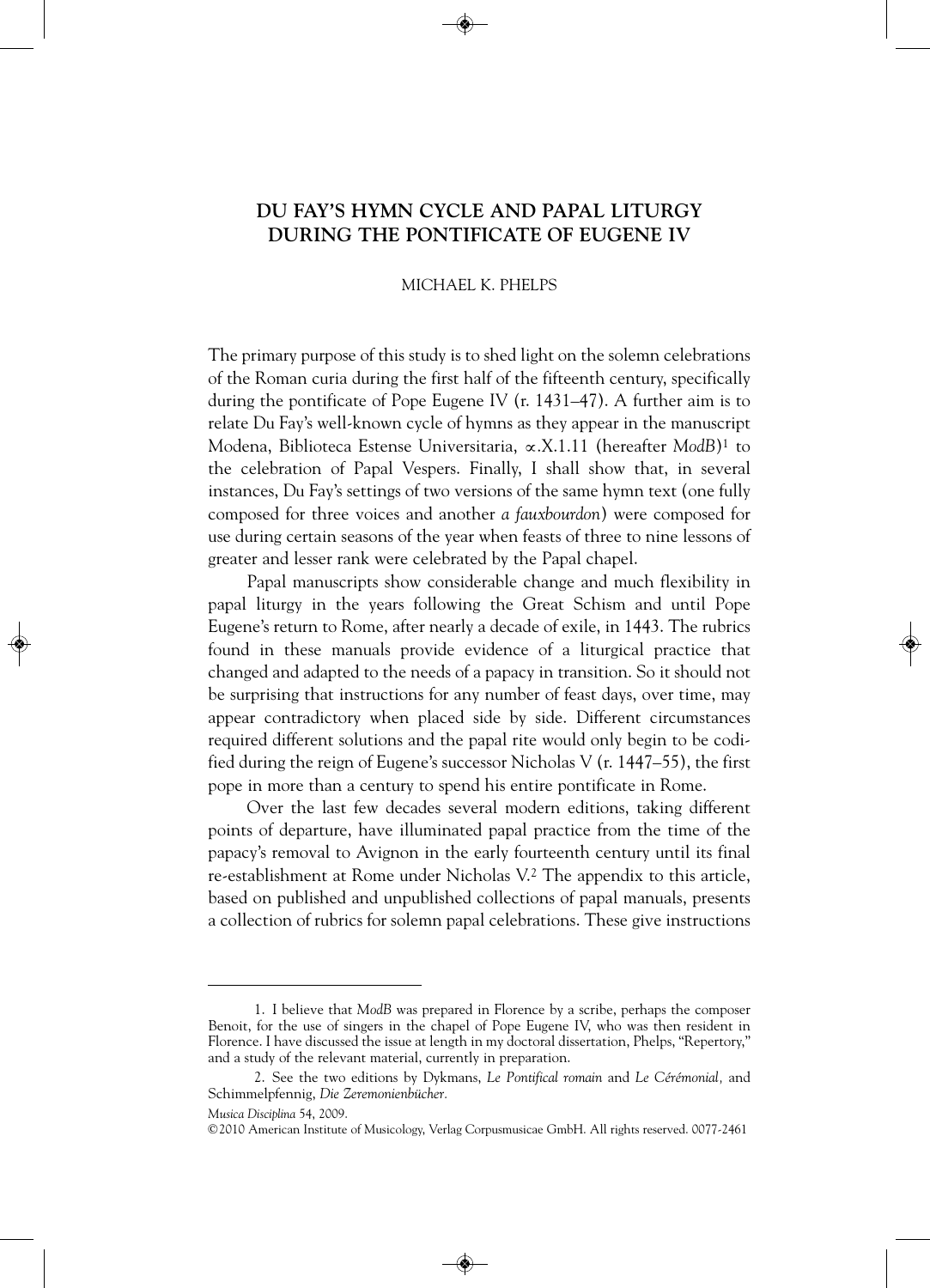# DU FAY'S HYMN CYCLE AND PAPAL LITURGY DURING THE PONTIFICATE OF EUGENE IV

MICHAEL K. PHELPS

The primary purpose of this study is to shed light on the solemn celebrations of the Roman curia during the first half of the fifteenth century, specifically during the pontificate of Pope Eugene IV (r. 1431–47). A further aim is to relate Du Fay's well-known cycle of hymns as they appear in the manuscript Modena, Biblioteca Estense Universitaria, ∝.X.1.11 (hereafter *ModB*)[1] to the celebration of Papal Vespers. Finally, I shall show that, in several instances, Du Fay's settings of two versions of the same hymn text (one fully composed for three voices and another *a fauxbourdon*) were composed for use during certain seasons of the year when feasts of three to nine lessons of greater and lesser rank were celebrated by the Papal chapel.

Papal manuscripts show considerable change and much flexibility in papal liturgy in the years following the Great Schism and until Pope Eugene's return to Rome, after nearly a decade of exile, in 1443. The rubrics found in these manuals provide evidence of a liturgical practice that changed and adapted to the needs of a papacy in transition. So it should not be surprising that instructions for any number of feast days, over time, may appear contradictory when placed side by side. Different circumstances required different solutions and the papal rite would only begin to be codified during the reign of Eugene's successor Nicholas V (r. 1447–55), the first pope in more than a century to spend his entire pontificate in Rome.

Over the last few decades several modern editions, taking different points of departure, have illuminated papal practice from the time of the papacy's removal to Avignon in the early fourteenth century until its final re-establishment at Rome under Nicholas V.[2] The appendix to this article, based on published and unpublished collections of papal manuals, presents a collection of rubrics for solemn papal celebrations. These give instructions

---

1. I believe that *ModB* was prepared in Florence by a scribe, perhaps the composer Benoit, for the use of singers in the chapel of Pope Eugene IV, who was then resident in Florence. I have discussed the issue at length in my doctoral dissertation, Phelps, "Repertory," and a study of the relevant material, currently in preparation.

2. See the two editions by Dykmans, *Le Pontifical romain* and *Le Cérémonial,* and Schimmelpfennig, *Die Zeremonienbücher.*

*Musica Disciplina* 54, 2009.

©2010 American Institute of Musicology, Verlag Corpusmusicae GmbH. All rights reserved. 0077-2461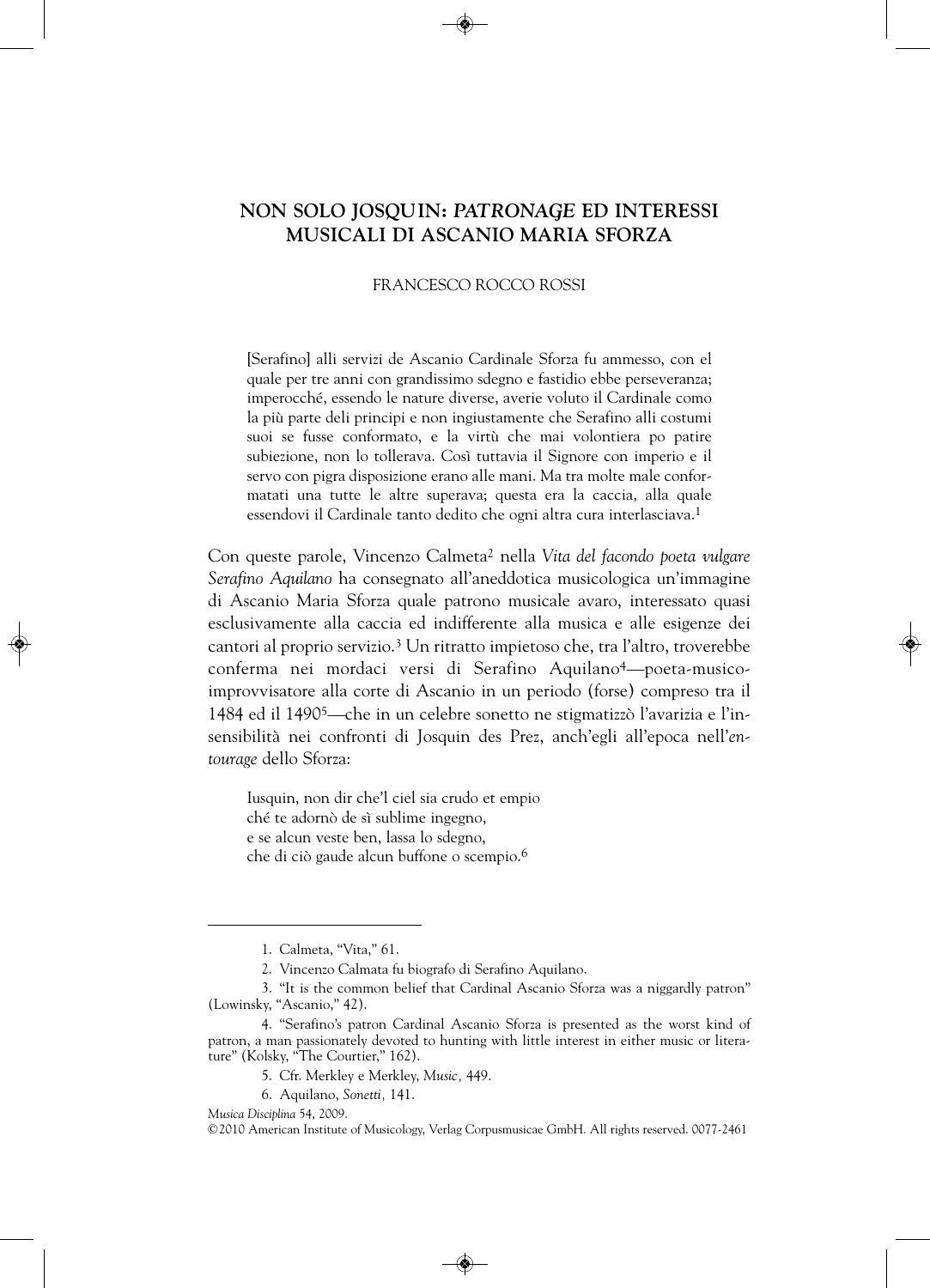# NON SOLO JOSQUIN: *PATRONAGE* ED INTERESSI MUSICALI DI ASCANIO MARIA SFORZA

FRANCESCO ROCCO ROSSI

> [Serafino] alli servizi de Ascanio Cardinale Sforza fu ammesso, con el quale per tre anni con grandissimo sdegno e fastidio ebbe perseveranza; imperocché, essendo le nature diverse, averie voluto il Cardinale como la più parte deli principi e non ingiustamente che Serafino alli costumi suoi se fusse conformato, e la virtù che mai volontiera po patire subiezione, non lo tollerava. Così tuttavia il Signore con imperio e il servo con pigra disposizione erano alle mani. Ma tra molte male conformatati una tutte le altre superava; questa era la caccia, alla quale essendovi il Cardinale tanto dedito che ogni altra cura interlasciava.[1]

Con queste parole, Vincenzo Calmeta[2] nella *Vita del facondo poeta vulgare Serafino Aquilano* ha consegnato all'aneddotica musicologica un'immagine di Ascanio Maria Sforza quale patrono musicale avaro, interessato quasi esclusivamente alla caccia ed indifferente alla musica e alle esigenze dei cantori al proprio servizio.[3] Un ritratto impietoso che, tra l'altro, troverebbe conferma nei mordaci versi di Serafino Aquilano[4]—poeta-musico-improvvisatore alla corte di Ascanio in un periodo (forse) compreso tra il 1484 ed il 1490[5]—che in un celebre sonetto ne stigmatizzò l'avarizia e l'insensibilità nei confronti di Josquin des Prez, anch'egli all'epoca nell'*entourage* dello Sforza:

> Iusquin, non dir che'l ciel sia crudo et empio
> ché te adornò de sì sublime ingegno,
> e se alcun veste ben, lassa lo sdegno,
> che di ciò gaude alcun buffone o scempio.[6]

---

1. Calmeta, "Vita," 61.
2. Vincenzo Calmata fu biografo di Serafino Aquilano.
3. "It is the common belief that Cardinal Ascanio Sforza was a niggardly patron" (Lowinsky, "Ascanio," 42).
4. "Serafino's patron Cardinal Ascanio Sforza is presented as the worst kind of patron, a man passionately devoted to hunting with little interest in either music or literature" (Kolsky, "The Courtier," 162).
5. Cfr. Merkley e Merkley, *Music,* 449.
6. Aquilano, *Sonetti,* 141.

*Musica Disciplina* 54, 2009.
©2010 American Institute of Musicology, Verlag Corpusmusicae GmbH. All rights reserved. 0077-2461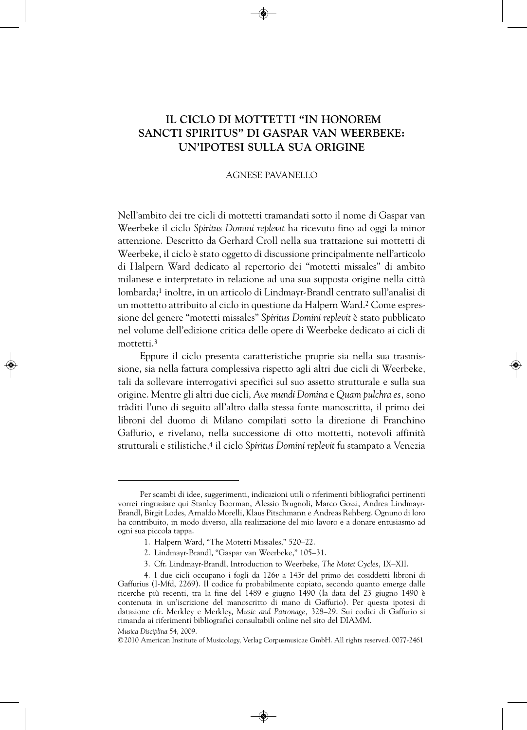# IL CICLO DI MOTTETTI "IN HONOREM SANCTI SPIRITUS" DI GASPAR VAN WEERBEKE: UN'IPOTESI SULLA SUA ORIGINE

AGNESE PAVANELLO

Nell'ambito dei tre cicli di mottetti tramandati sotto il nome di Gaspar van Weerbeke il ciclo *Spiritus Domini replevit* ha ricevuto fino ad oggi la minor attenzione. Descritto da Gerhard Croll nella sua trattazione sui mottetti di Weerbeke, il ciclo è stato oggetto di discussione principalmente nell'articolo di Halpern Ward dedicato al repertorio dei "motetti missales" di ambito milanese e interpretato in relazione ad una sua supposta origine nella città lombarda;[1] inoltre, in un articolo di Lindmayr-Brandl centrato sull'analisi di un mottetto attribuito al ciclo in questione da Halpern Ward.[2] Come espressione del genere "motetti missales" *Spiritus Domini replevit* è stato pubblicato nel volume dell'edizione critica delle opere di Weerbeke dedicato ai cicli di mottetti.[3]

Eppure il ciclo presenta caratteristiche proprie sia nella sua trasmissione, sia nella fattura complessiva rispetto agli altri due cicli di Weerbeke, tali da sollevare interrogativi specifici sul suo assetto strutturale e sulla sua origine. Mentre gli altri due cicli, *Ave mundi Domina* e *Quam pulchra es,* sono tràditi l'uno di seguito all'altro dalla stessa fonte manoscritta, il primo dei libroni del duomo di Milano compilati sotto la direzione di Franchino Gaffurio, e rivelano, nella successione di otto mottetti, notevoli affinità strutturali e stilistiche,[4] il ciclo *Spiritus Domini replevit* fu stampato a Venezia

---

Per scambi di idee, suggerimenti, indicazioni utili o riferimenti bibliografici pertinenti vorrei ringraziare qui Stanley Boorman, Alessio Brugnoli, Marco Gozzi, Andrea Lindmayr-Brandl, Birgit Lodes, Arnaldo Morelli, Klaus Pitschmann e Andreas Rehberg. Ognuno di loro ha contribuito, in modo diverso, alla realizzazione del mio lavoro e a donare entusiasmo ad ogni sua piccola tappa.

1. Halpern Ward, "The Motetti Missales," 520–22.

2. Lindmayr-Brandl, "Gaspar van Weerbeke," 105–31.

3. Cfr. Lindmayr-Brandl, Introduction to Weerbeke, *The Motet Cycles,* IX–XII.

4. I due cicli occupano i fogli da 126*v* a 143*r* del primo dei cosiddetti libroni di Gaffurius (I-Mfd, 2269). Il codice fu probabilmente copiato, secondo quanto emerge dalle ricerche più recenti, tra la fine del 1489 e giugno 1490 (la data del 23 giugno 1490 è contenuta in un'iscrizione del manoscritto di mano di Gaffurio). Per questa ipotesi di datazione cfr. Merkley e Merkley, *Music and Patronage,* 328–29. Sui codici di Gaffurio si rimanda ai riferimenti bibliografici consultabili online nel sito del DIAMM.

*Musica Disciplina* 54, 2009.

©2010 American Institute of Musicology, Verlag Corpusmusicae GmbH. All rights reserved. 0077-2461